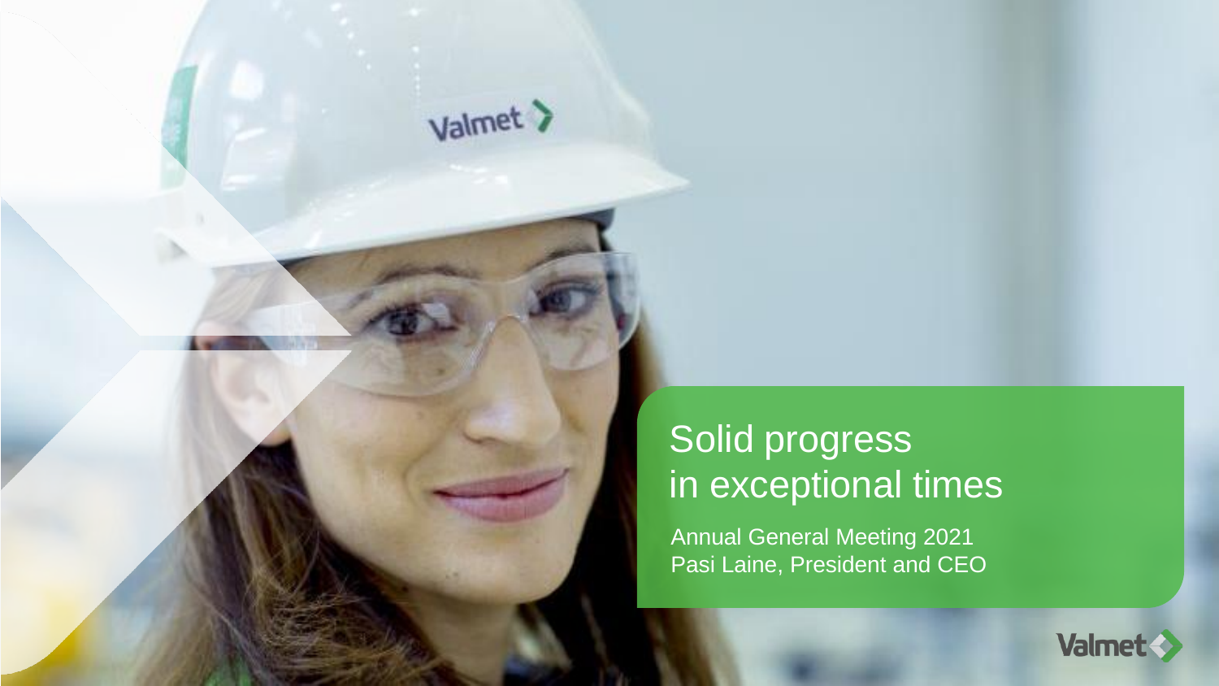# Solid progress in exceptional times

Annual General Meeting 2021

Pasi Laine, President and CEO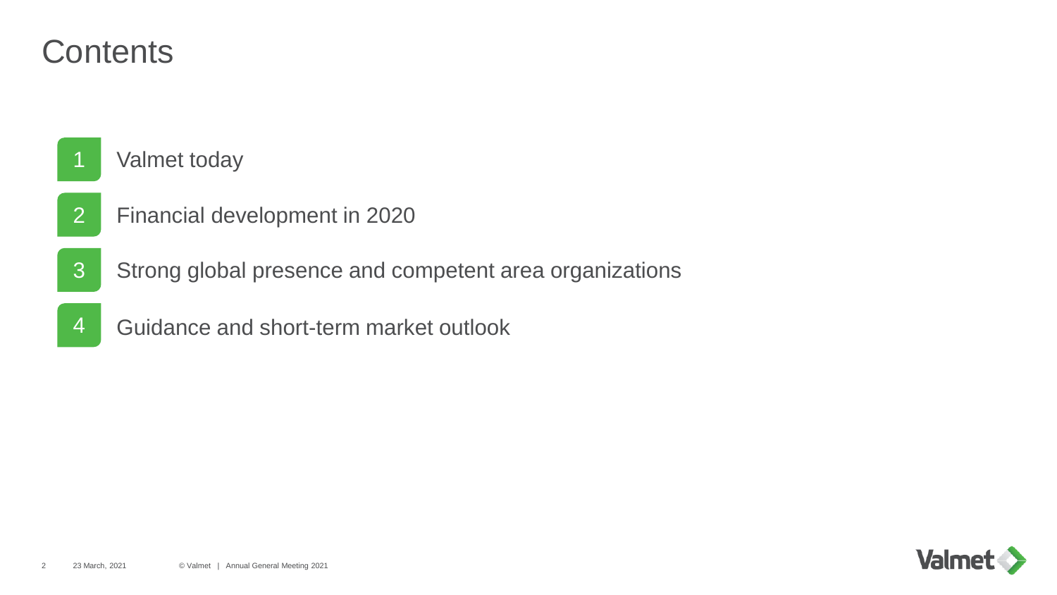# Contents

1. Valmet today
2. Financial development in 2020
3. Strong global presence and competent area organizations
4. Guidance and short-term market outlook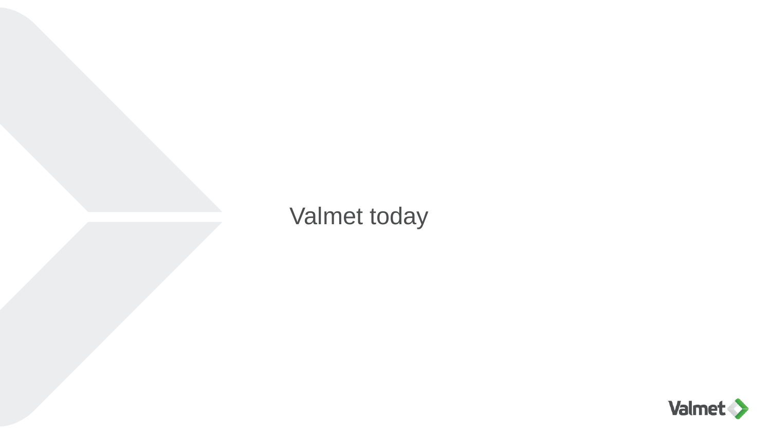# Valmet today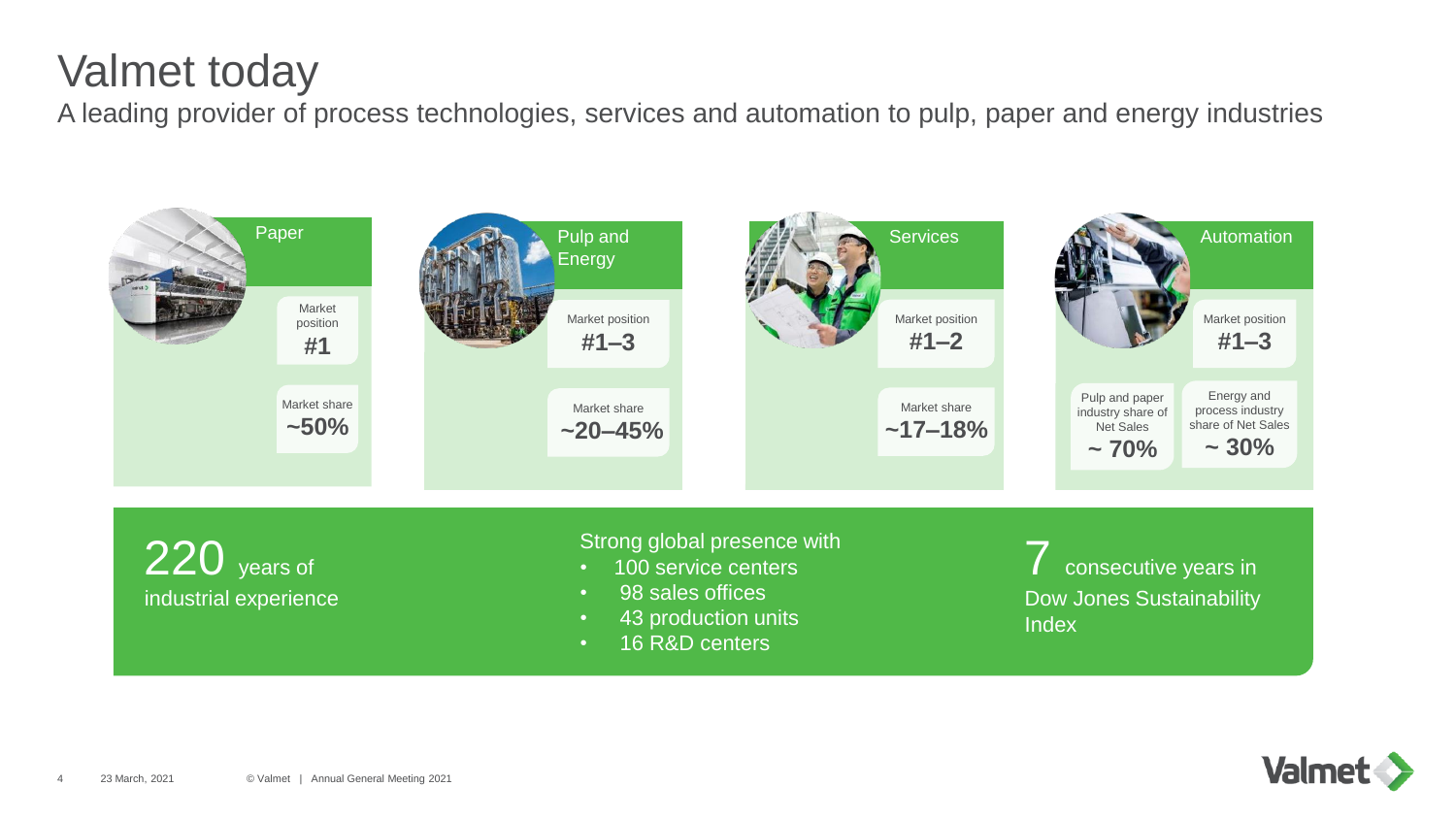# Valmet today

A leading provider of process technologies, services and automation to pulp, paper and energy industries

### Paper

Market position
**#1**

Market share
**~50%**

### Pulp and Energy

Market position
**#1–3**

Market share
**~20–45%**

### Services

Market position
**#1–2**

Market share
**~17–18%**

### Automation

Market position
**#1–3**

Pulp and paper industry share of Net Sales
**~ 70%**

Energy and process industry share of Net Sales
**~ 30%**

---

**220** years of industrial experience

Strong global presence with
- 100 service centers
- 98 sales offices
- 43 production units
- 16 R&D centers

**7** consecutive years in Dow Jones Sustainability Index

23 March, 2021 © Valmet | Annual General Meeting 2021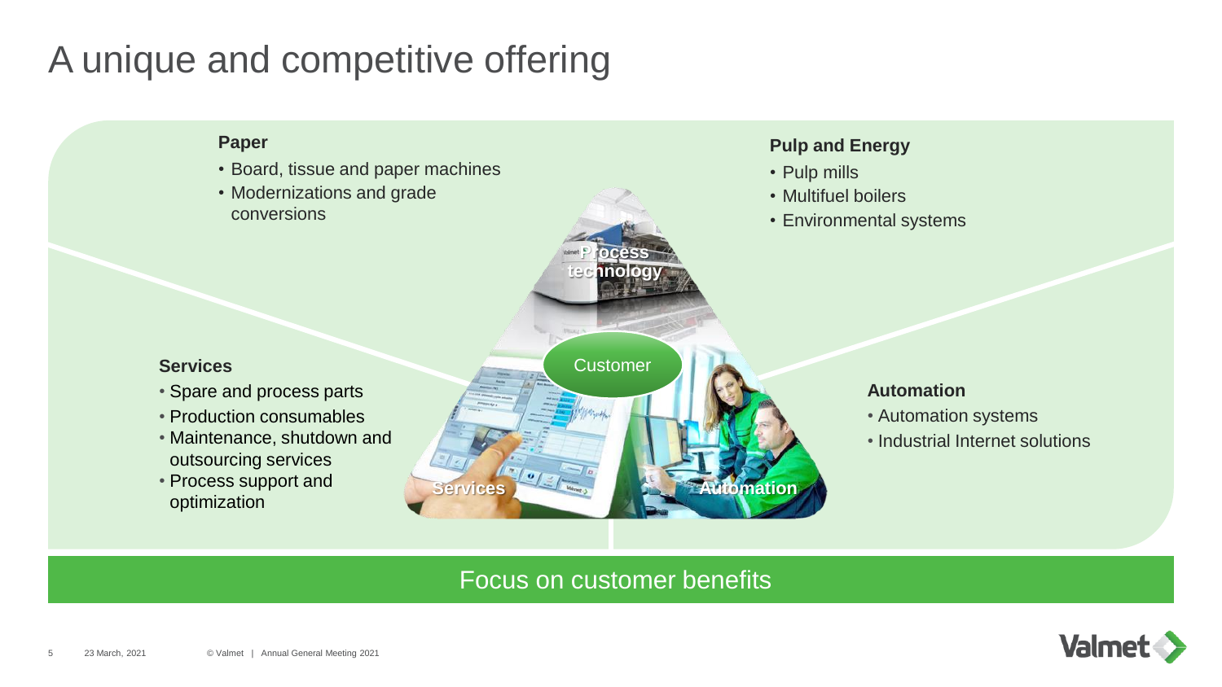# A unique and competitive offering

## Paper

- Board, tissue and paper machines
- Modernizations and grade conversions

## Pulp and Energy

- Pulp mills
- Multifuel boilers
- Environmental systems

Process technology

Customer

Services

Automation

## Services

- Spare and process parts
- Production consumables
- Maintenance, shutdown and outsourcing services
- Process support and optimization

## Automation

- Automation systems
- Industrial Internet solutions

Focus on customer benefits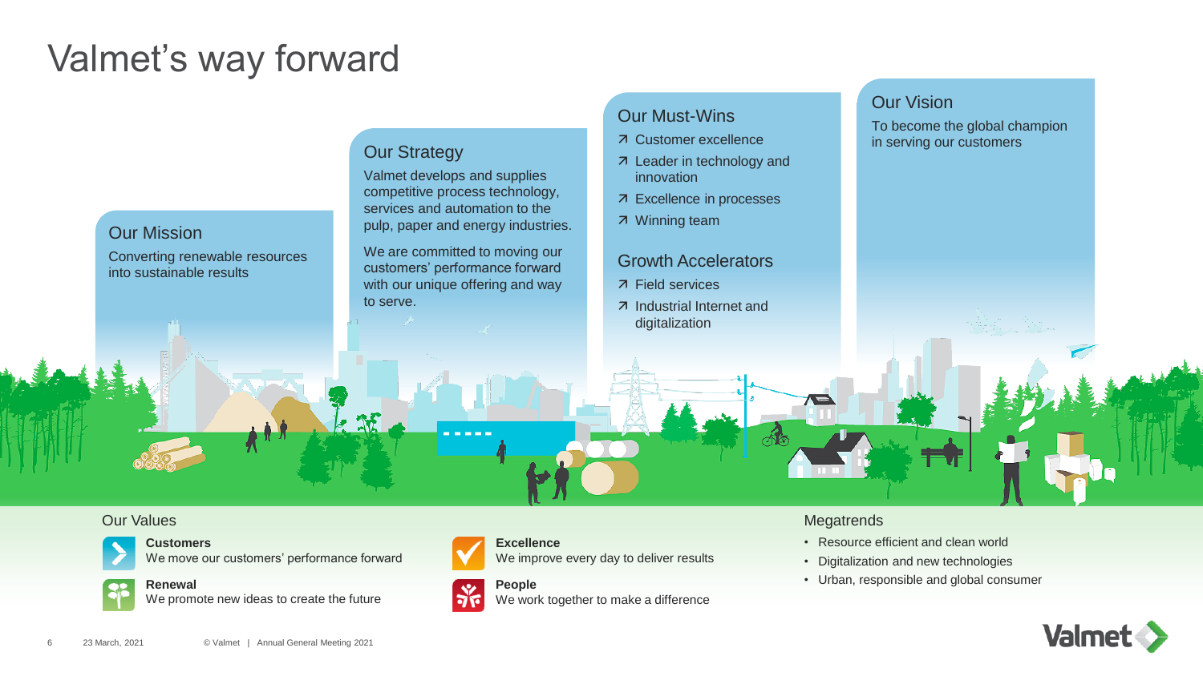# Valmet's way forward

## Our Mission

Converting renewable resources into sustainable results

## Our Strategy

Valmet develops and supplies competitive process technology, services and automation to the pulp, paper and energy industries.

We are committed to moving our customers' performance forward with our unique offering and way to serve.

## Our Must-Wins

- ↗ Customer excellence
- ↗ Leader in technology and innovation
- ↗ Excellence in processes
- ↗ Winning team

## Growth Accelerators

- ↗ Field services
- ↗ Industrial Internet and digitalization

## Our Vision

To become the global champion in serving our customers

## Our Values

**Customers**
We move our customers' performance forward

**Renewal**
We promote new ideas to create the future

**Excellence**
We improve every day to deliver results

**People**
We work together to make a difference

## Megatrends

- Resource efficient and clean world
- Digitalization and new technologies
- Urban, responsible and global consumer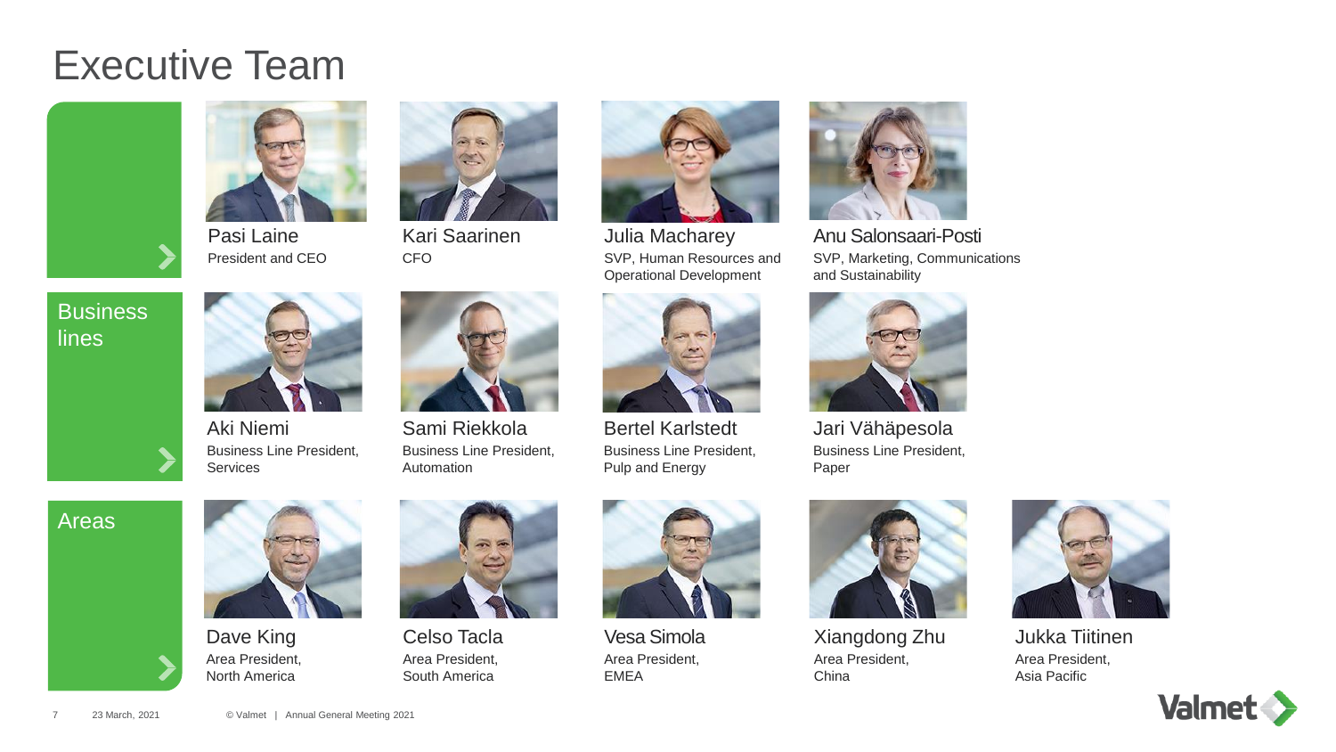# Executive Team

**Pasi Laine**
President and CEO

**Kari Saarinen**
CFO

**Julia Macharey**
SVP, Human Resources and Operational Development

**Anu Salonsaari-Posti**
SVP, Marketing, Communications and Sustainability

## Business lines

**Aki Niemi**
Business Line President, Services

**Sami Riekkola**
Business Line President, Automation

**Bertel Karlstedt**
Business Line President, Pulp and Energy

**Jari Vähäpesola**
Business Line President, Paper

## Areas

**Dave King**
Area President, North America

**Celso Tacla**
Area President, South America

**Vesa Simola**
Area President, EMEA

**Xiangdong Zhu**
Area President, China

**Jukka Tiitinen**
Area President, Asia Pacific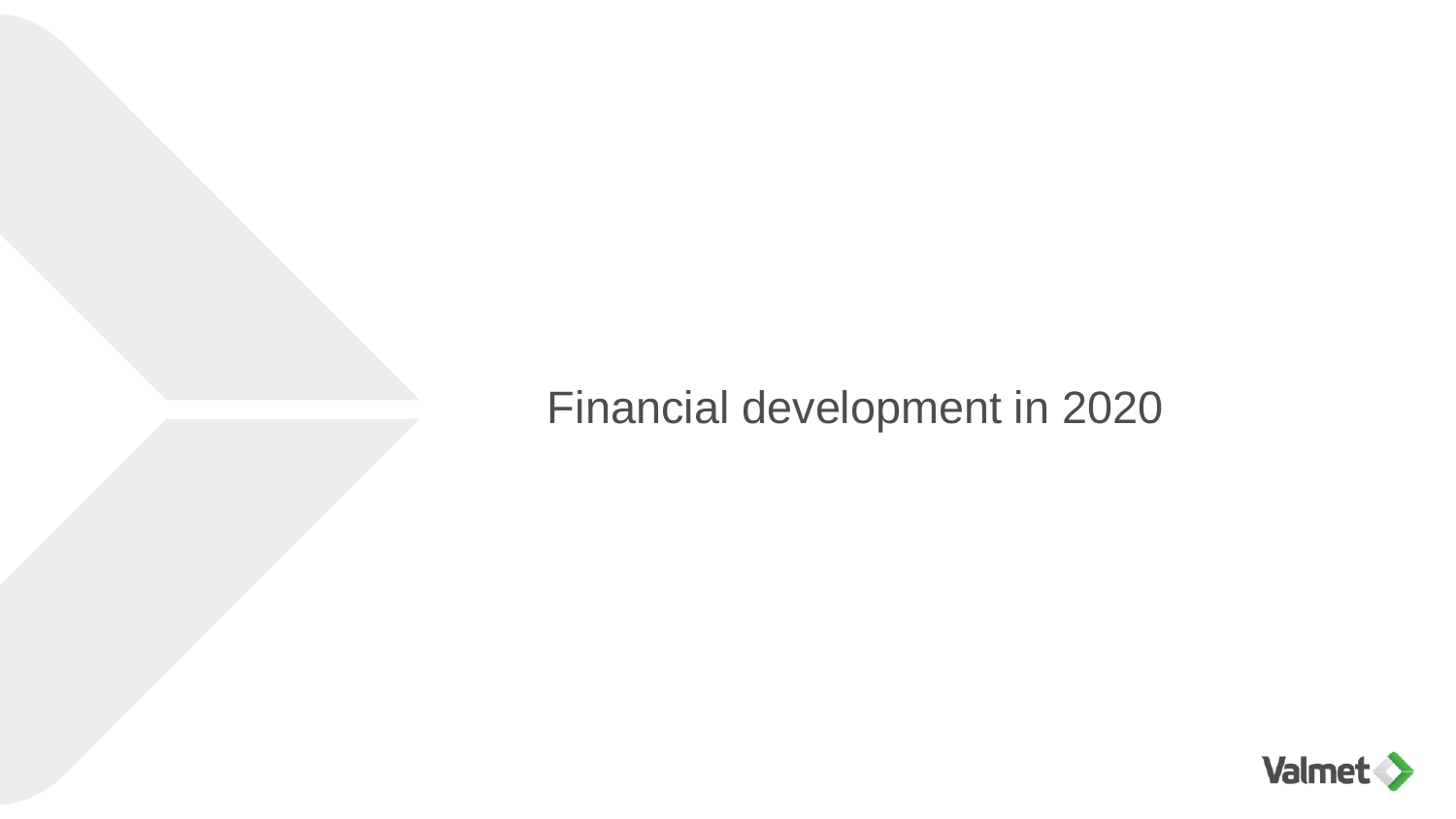# Financial development in 2020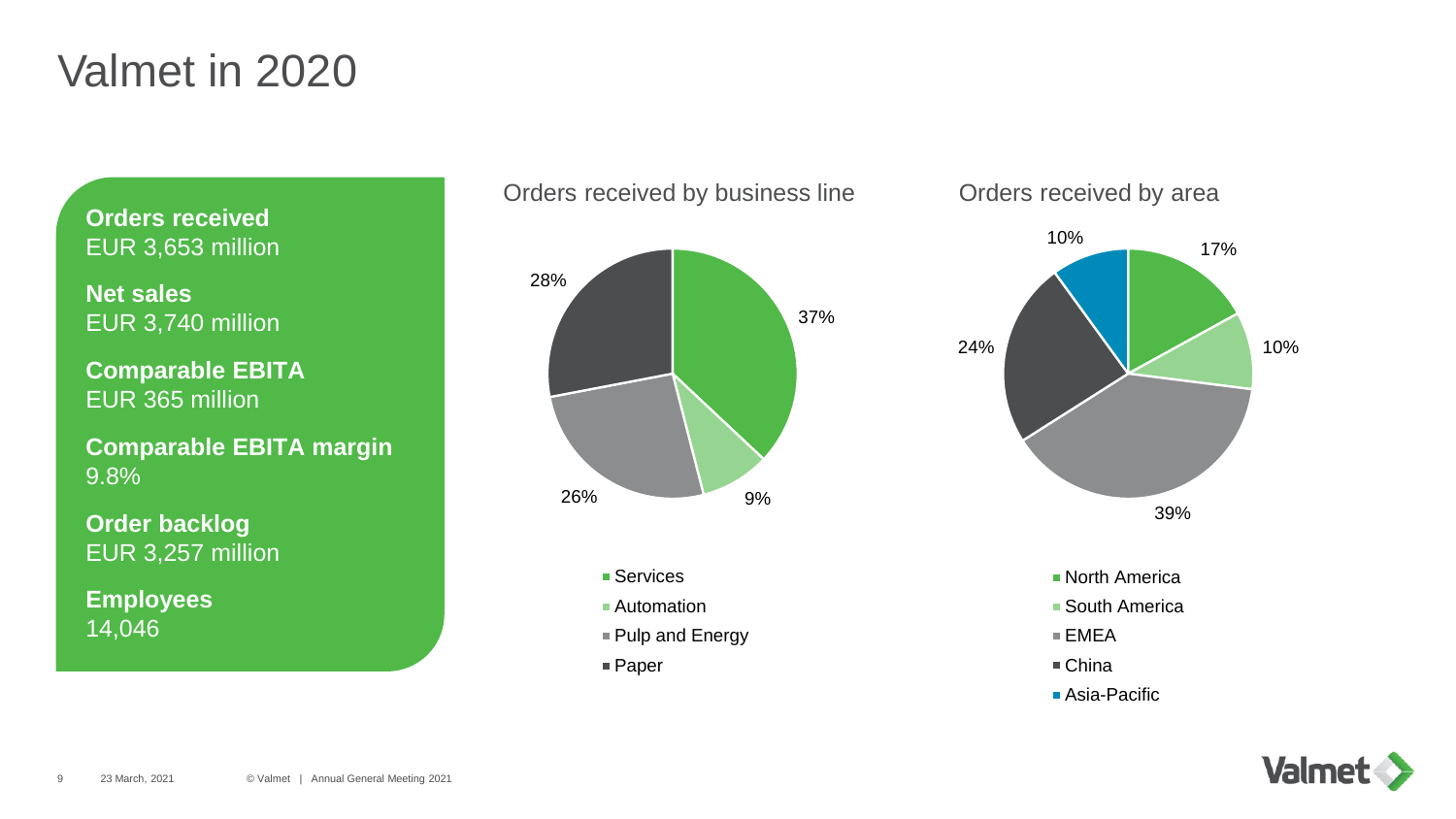# Valmet in 2020

**Orders received**
EUR 3,653 million

**Net sales**
EUR 3,740 million

**Comparable EBITA**
EUR 365 million

**Comparable EBITA margin**
9.8%

**Order backlog**
EUR 3,257 million

**Employees**
14,046

## Orders received by business line

| Business line | Share |
| --- | --- |
| Services | 37% |
| Automation | 9% |
| Pulp and Energy | 26% |
| Paper | 28% |

## Orders received by area

| Area | Share |
| --- | --- |
| North America | 17% |
| South America | 10% |
| EMEA | 39% |
| China | 24% |
| Asia-Pacific | 10% |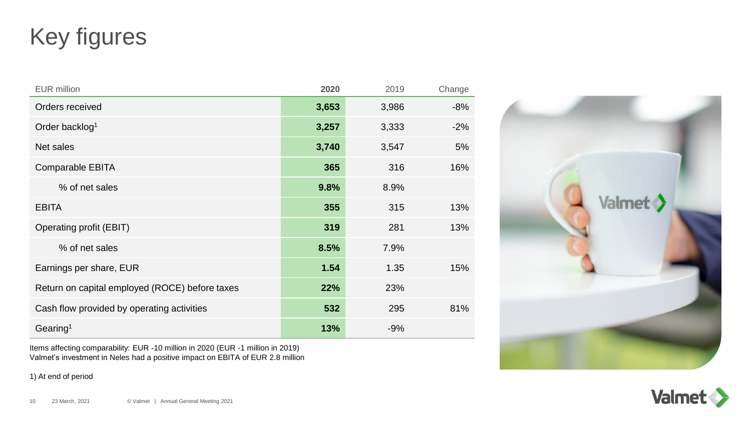# Key figures

| EUR million | **2020** | 2019 | Change |
| --- | --- | --- | --- |
| Orders received | **3,653** | 3,986 | -8% |
| Order backlog[1] | **3,257** | 3,333 | -2% |
| Net sales | **3,740** | 3,547 | 5% |
| Comparable EBITA | **365** | 316 | 16% |
| % of net sales | **9.8%** | 8.9% | |
| EBITA | **355** | 315 | 13% |
| Operating profit (EBIT) | **319** | 281 | 13% |
| % of net sales | **8.5%** | 7.9% | |
| Earnings per share, EUR | **1.54** | 1.35 | 15% |
| Return on capital employed (ROCE) before taxes | **22%** | 23% | |
| Cash flow provided by operating activities | **532** | 295 | 81% |
| Gearing[1] | **13%** | -9% | |

Items affecting comparability: EUR -10 million in 2020 (EUR -1 million in 2019)
Valmet's investment in Neles had a positive impact on EBITA of EUR 2.8 million

1) At end of period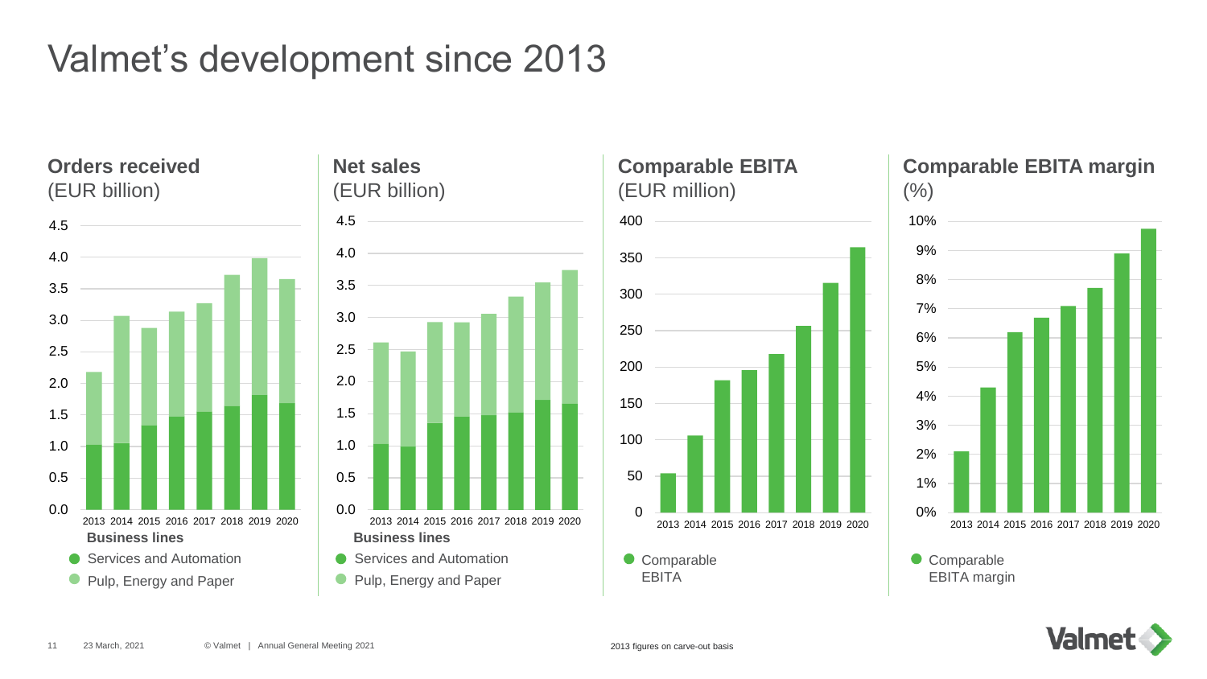# Valmet's development since 2013

## Orders received
(EUR billion)

4.5
4.0
3.5
3.0
2.5
2.0
1.5
1.0
0.5
0.0

2013 2014 2015 2016 2017 2018 2019 2020

**Business lines**

- Services and Automation
- Pulp, Energy and Paper

## Net sales
(EUR billion)

4.5
4.0
3.5
3.0
2.5
2.0
1.5
1.0
0.5
0.0

2013 2014 2015 2016 2017 2018 2019 2020

**Business lines**

- Services and Automation
- Pulp, Energy and Paper

## Comparable EBITA
(EUR million)

400
350
300
250
200
150
100
50
0

2013 2014 2015 2016 2017 2018 2019 2020

- Comparable EBITA

## Comparable EBITA margin
(%)

10%
9%
8%
7%
6%
5%
4%
3%
2%
1%
0%

2013 2014 2015 2016 2017 2018 2019 2020

- Comparable EBITA margin

2013 figures on carve-out basis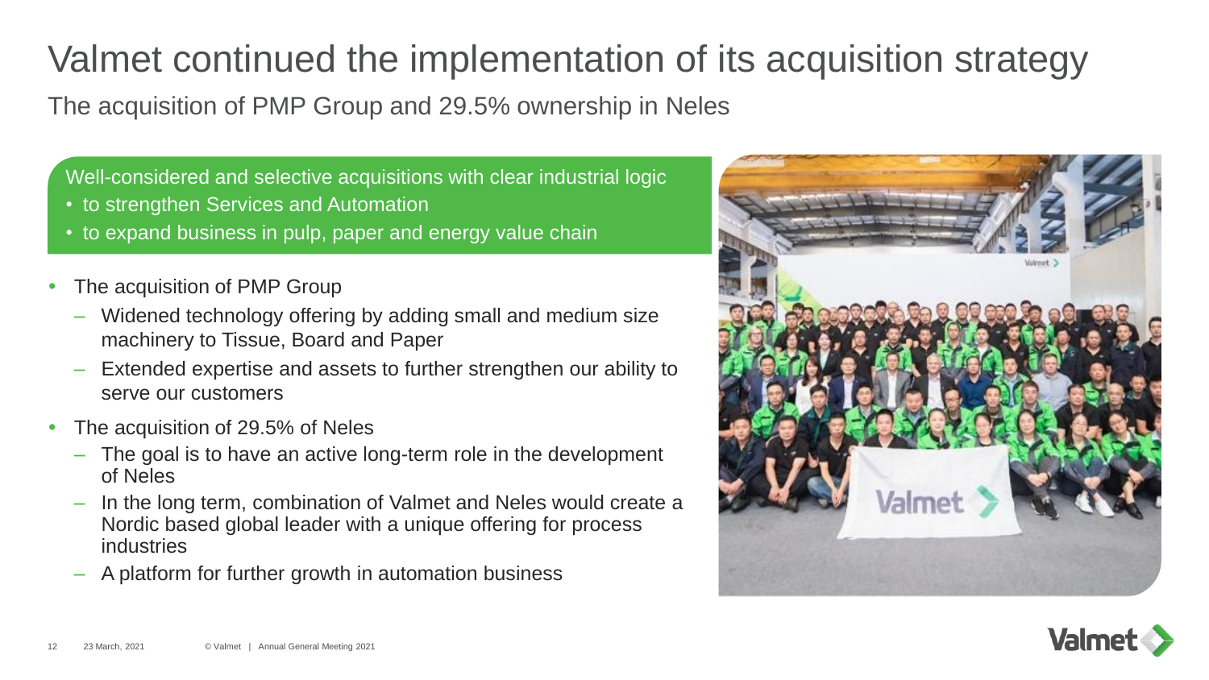# Valmet continued the implementation of its acquisition strategy

The acquisition of PMP Group and 29.5% ownership in Neles

Well-considered and selective acquisitions with clear industrial logic

- to strengthen Services and Automation
- to expand business in pulp, paper and energy value chain

- The acquisition of PMP Group
  - Widened technology offering by adding small and medium size machinery to Tissue, Board and Paper
  - Extended expertise and assets to further strengthen our ability to serve our customers
- The acquisition of 29.5% of Neles
  - The goal is to have an active long-term role in the development of Neles
  - In the long term, combination of Valmet and Neles would create a Nordic based global leader with a unique offering for process industries
  - A platform for further growth in automation business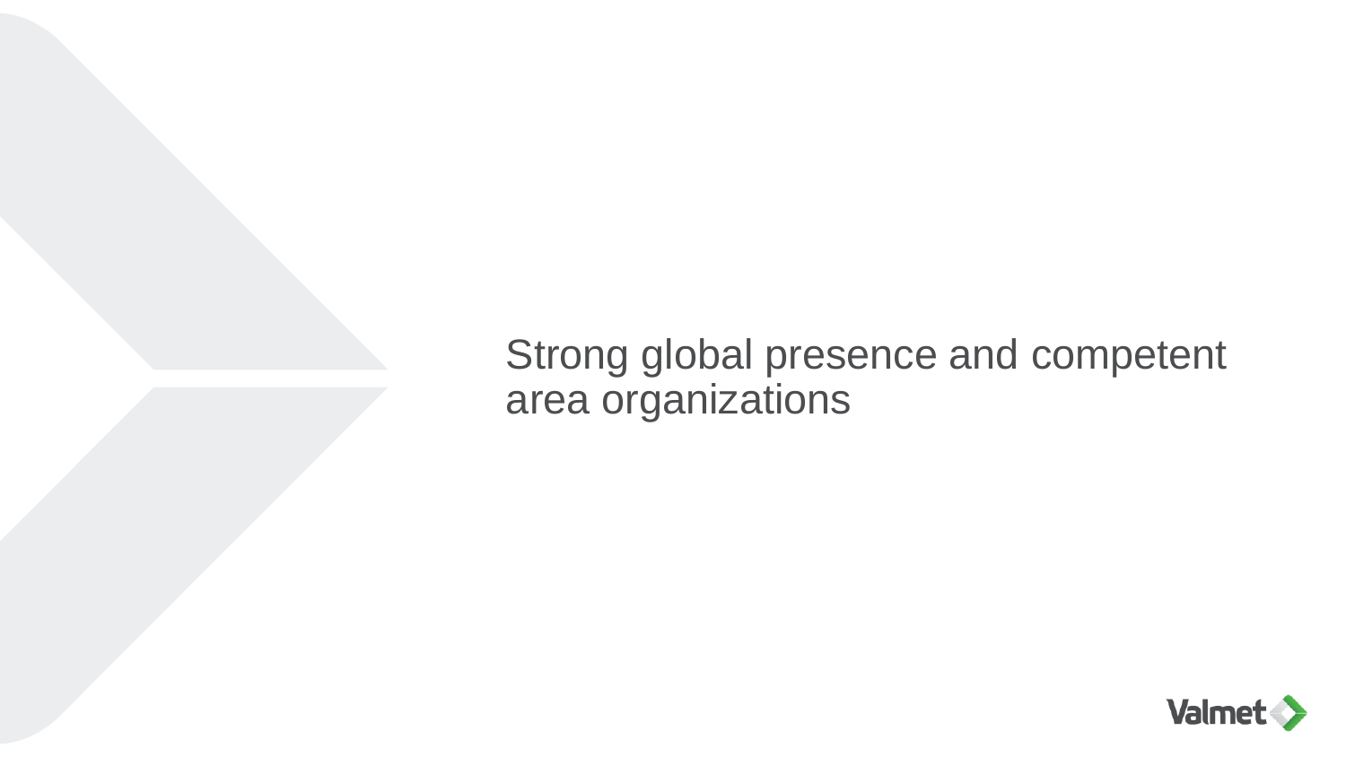# Strong global presence and competent area organizations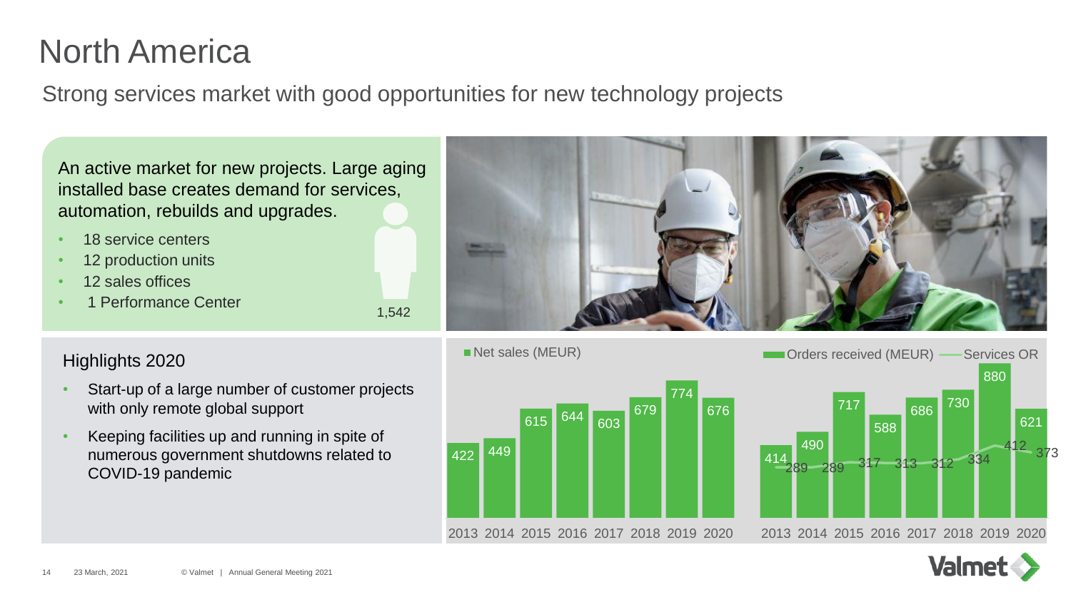# North America

## Strong services market with good opportunities for new technology projects

An active market for new projects. Large aging installed base creates demand for services, automation, rebuilds and upgrades.

- 18 service centers
- 12 production units
- 12 sales offices
- 1 Performance Center

1,542

### Highlights 2020

- Start-up of a large number of customer projects with only remote global support
- Keeping facilities up and running in spite of numerous government shutdowns related to COVID-19 pandemic

| Year | Net sales (MEUR) |
|---|---|
| 2013 | 422 |
| 2014 | 449 |
| 2015 | 615 |
| 2016 | 644 |
| 2017 | 603 |
| 2018 | 679 |
| 2019 | 774 |
| 2020 | 676 |

| Year | Orders received (MEUR) | Services OR |
|---|---|---|
| 2013 | 414 | 289 |
| 2014 | 490 | 289 |
| 2015 | 717 | 317 |
| 2016 | 588 | 313 |
| 2017 | 686 | 312 |
| 2018 | 730 | 334 |
| 2019 | 880 | 412 |
| 2020 | 621 | 373 |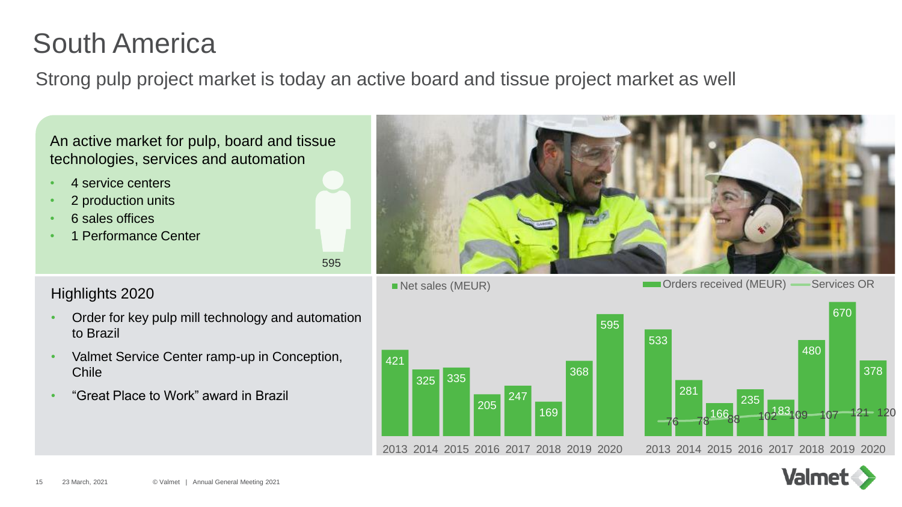# South America

Strong pulp project market is today an active board and tissue project market as well

An active market for pulp, board and tissue technologies, services and automation

- 4 service centers
- 2 production units
- 6 sales offices
- 1 Performance Center

595

## Highlights 2020

- Order for key pulp mill technology and automation to Brazil
- Valmet Service Center ramp-up in Conception, Chile
- "Great Place to Work" award in Brazil

Net sales (MEUR)

| Year | 2013 | 2014 | 2015 | 2016 | 2017 | 2018 | 2019 | 2020 |
|---|---|---|---|---|---|---|---|---|
| Net sales (MEUR) | 421 | 325 | 335 | 205 | 247 | 169 | 368 | 595 |

Orders received (MEUR) / Services OR

| Year | 2013 | 2014 | 2015 | 2016 | 2017 | 2018 | 2019 | 2020 |
|---|---|---|---|---|---|---|---|---|
| Orders received (MEUR) | 533 | 281 | 166 | 235 | 183 | 480 | 670 | 378 |
| Services OR | 76 | 78 | 88 | 102 | 109 | 107 | 121 | 120 |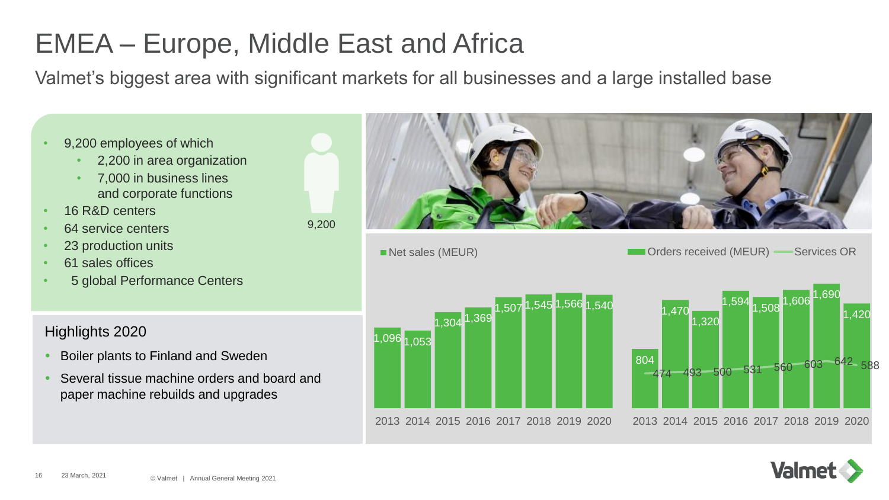# EMEA – Europe, Middle East and Africa

Valmet's biggest area with significant markets for all businesses and a large installed base

- 9,200 employees of which
  - 2,200 in area organization
  - 7,000 in business lines and corporate functions
- 16 R&D centers
- 64 service centers
- 23 production units
- 61 sales offices
- 5 global Performance Centers

9,200

## Highlights 2020

- Boiler plants to Finland and Sweden
- Several tissue machine orders and board and paper machine rebuilds and upgrades

Net sales (MEUR)

| Year | Net sales (MEUR) |
|---|---|
| 2013 | 1,096 |
| 2014 | 1,053 |
| 2015 | 1,304 |
| 2016 | 1,369 |
| 2017 | 1,507 |
| 2018 | 1,545 |
| 2019 | 1,566 |
| 2020 | 1,540 |

Orders received (MEUR) — Services OR

| Year | Orders received (MEUR) | Services OR |
|---|---|---|
| 2013 | 804 | 474 |
| 2014 | 1,470 | 493 |
| 2015 | 1,320 | 500 |
| 2016 | 1,594 | 531 |
| 2017 | 1,508 | 560 |
| 2018 | 1,606 | 603 |
| 2019 | 1,690 | 642 |
| 2020 | 1,420 | 588 |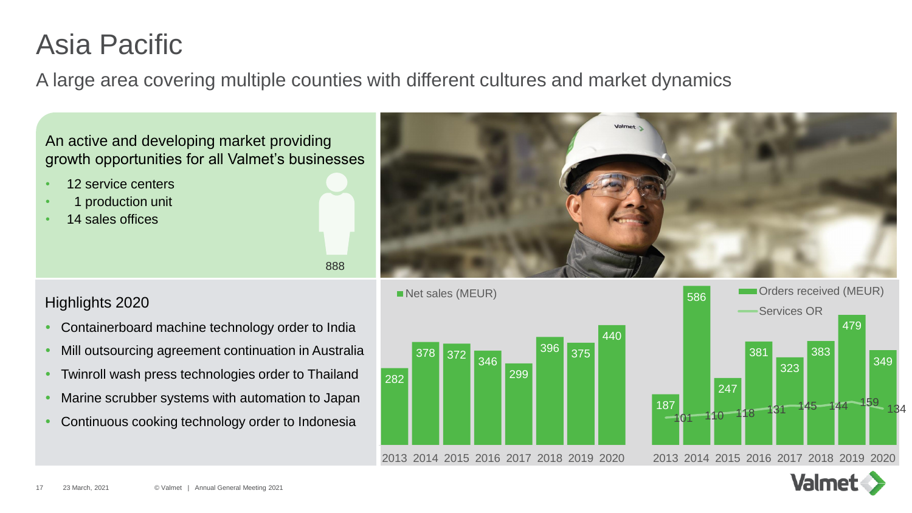# Asia Pacific

## A large area covering multiple counties with different cultures and market dynamics

An active and developing market providing growth opportunities for all Valmet's businesses

- 12 service centers
- 1 production unit
- 14 sales offices

888

### Highlights 2020

- Containerboard machine technology order to India
- Mill outsourcing agreement continuation in Australia
- Twinroll wash press technologies order to Thailand
- Marine scrubber systems with automation to Japan
- Continuous cooking technology order to Indonesia

| Year | Net sales (MEUR) | Orders received (MEUR) | Services OR |
| --- | --- | --- | --- |
| 2013 | 282 | 187 | 101 |
| 2014 | 378 | 586 | 110 |
| 2015 | 372 | 247 | 118 |
| 2016 | 346 | 381 | 131 |
| 2017 | 299 | 323 | 145 |
| 2018 | 396 | 383 | 144 |
| 2019 | 375 | 479 | 159 |
| 2020 | 440 | 349 | 134 |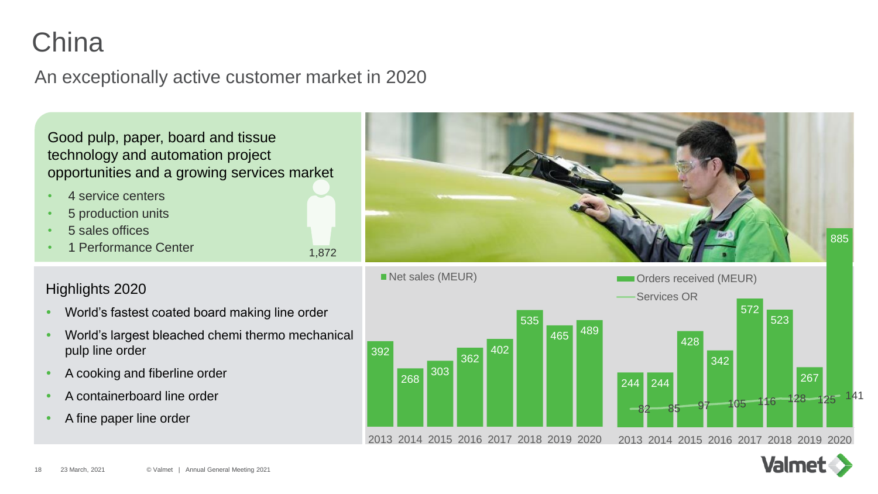# China

## An exceptionally active customer market in 2020

Good pulp, paper, board and tissue technology and automation project opportunities and a growing services market

- 4 service centers
- 5 production units
- 5 sales offices
- 1 Performance Center

1,872

### Highlights 2020

- World's fastest coated board making line order
- World's largest bleached chemi thermo mechanical pulp line order
- A cooking and fiberline order
- A containerboard line order
- A fine paper line order

Net sales (MEUR)

| Year | 2013 | 2014 | 2015 | 2016 | 2017 | 2018 | 2019 | 2020 |
|---|---|---|---|---|---|---|---|---|
| Net sales (MEUR) | 392 | 268 | 303 | 362 | 402 | 535 | 465 | 489 |

Orders received (MEUR) and Services OR

| Year | 2013 | 2014 | 2015 | 2016 | 2017 | 2018 | 2019 | 2020 |
|---|---|---|---|---|---|---|---|---|
| Orders received (MEUR) | 244 | 244 | 428 | 342 | 572 | 523 | 267 | 885 |
| Services OR | 82 | 85 | 97 | 105 | 116 | 128 | 125 | 141 |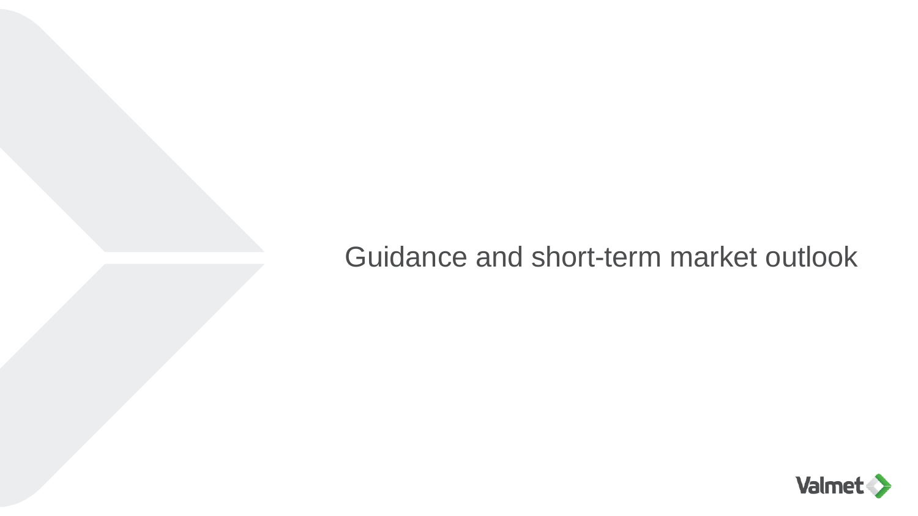# Guidance and short-term market outlook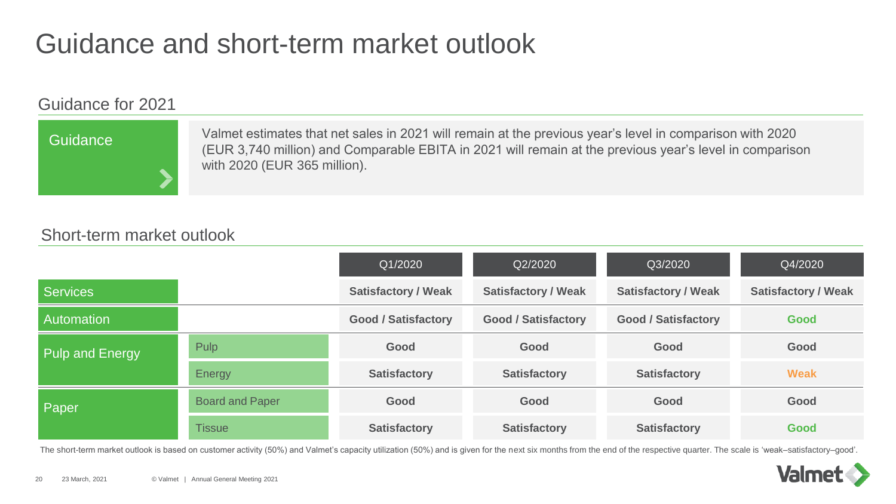# Guidance and short-term market outlook

## Guidance for 2021

**Guidance**

Valmet estimates that net sales in 2021 will remain at the previous year's level in comparison with 2020 (EUR 3,740 million) and Comparable EBITA in 2021 will remain at the previous year's level in comparison with 2020 (EUR 365 million).

## Short-term market outlook

| | | Q1/2020 | Q2/2020 | Q3/2020 | Q4/2020 |
|---|---|---|---|---|---|
| Services | | **Satisfactory / Weak** | **Satisfactory / Weak** | **Satisfactory / Weak** | **Satisfactory / Weak** |
| Automation | | **Good / Satisfactory** | **Good / Satisfactory** | **Good / Satisfactory** | **Good** |
| Pulp and Energy | Pulp | **Good** | **Good** | **Good** | **Good** |
| | Energy | **Satisfactory** | **Satisfactory** | **Satisfactory** | **Weak** |
| Paper | Board and Paper | **Good** | **Good** | **Good** | **Good** |
| | Tissue | **Satisfactory** | **Satisfactory** | **Satisfactory** | **Good** |

The short-term market outlook is based on customer activity (50%) and Valmet's capacity utilization (50%) and is given for the next six months from the end of the respective quarter. The scale is 'weak–satisfactory–good'.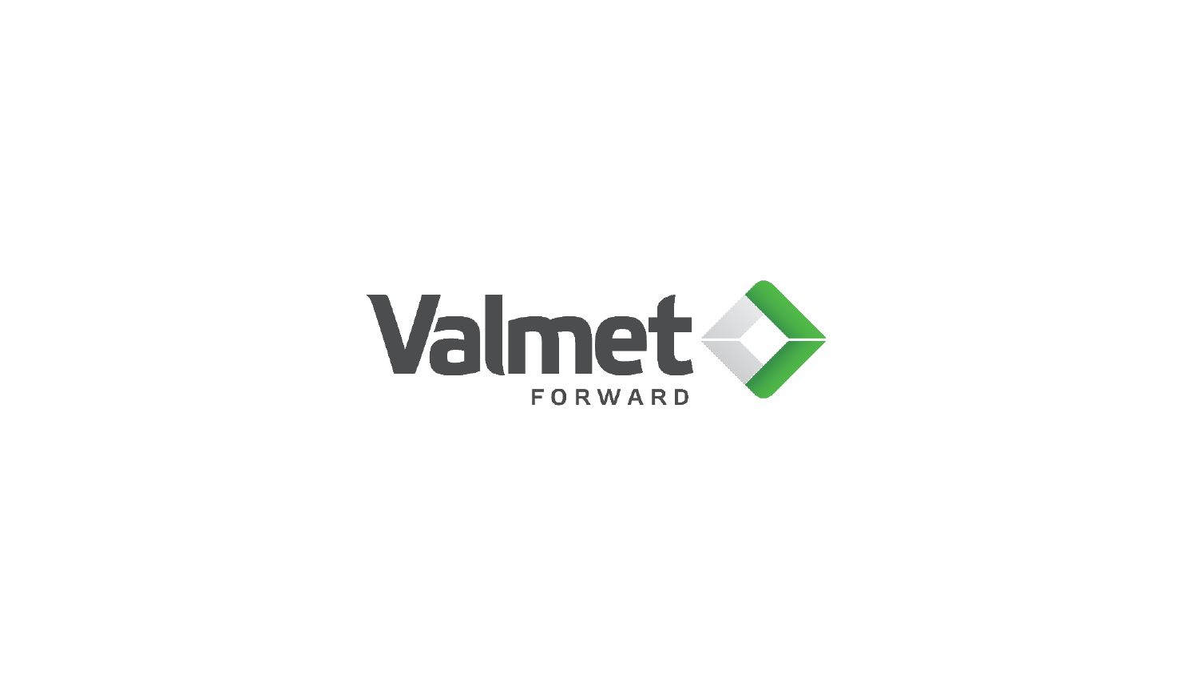Valmet

FORWARD